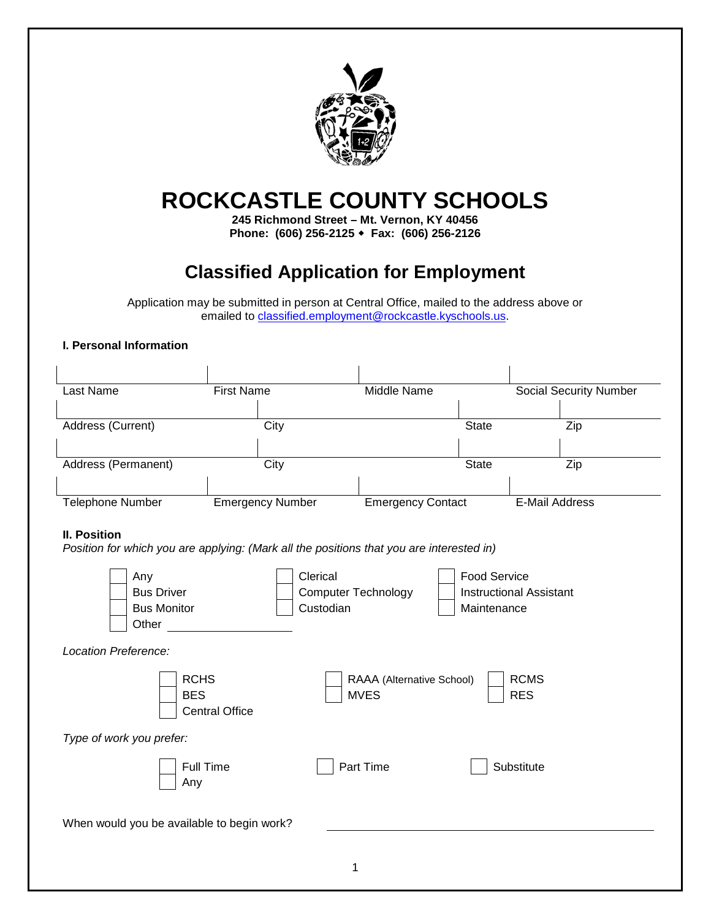# ROCKCASTLE COUNTY SCHOOLS

**245 Richmond Street – Mt. Vernon, KY 40456**
**Phone: (606) 256-2125 ◆ Fax: (606) 256-2126**

## Classified Application for Employment

Application may be submitted in person at Central Office, mailed to the address above or emailed to classified.employment@rockcastle.kyschools.us.

### I. Personal Information

| Last Name | First Name | Middle Name | Social Security Number |
|---|---|---|---|
| | | | |

| Address (Current) | City | State | Zip |
|---|---|---|---|
| | | | |

| Address (Permanent) | City | State | Zip |
|---|---|---|---|
| | | | |

| Telephone Number | Emergency Number | Emergency Contact | E-Mail Address |
|---|---|---|---|
| | | | |

### II. Position

*Position for which you are applying: (Mark all the positions that you are interested in)*

- ☐ Any
- ☐ Bus Driver
- ☐ Bus Monitor
- ☐ Other ____________
- ☐ Clerical
- ☐ Computer Technology
- ☐ Custodian
- ☐ Food Service
- ☐ Instructional Assistant
- ☐ Maintenance

*Location Preference:*

- ☐ RCHS
- ☐ BES
- ☐ Central Office
- ☐ RAAA (Alternative School)
- ☐ MVES
- ☐ RCMS
- ☐ RES

*Type of work you prefer:*

- ☐ Full Time
- ☐ Any
- ☐ Part Time
- ☐ Substitute

When would you be available to begin work? ______________________________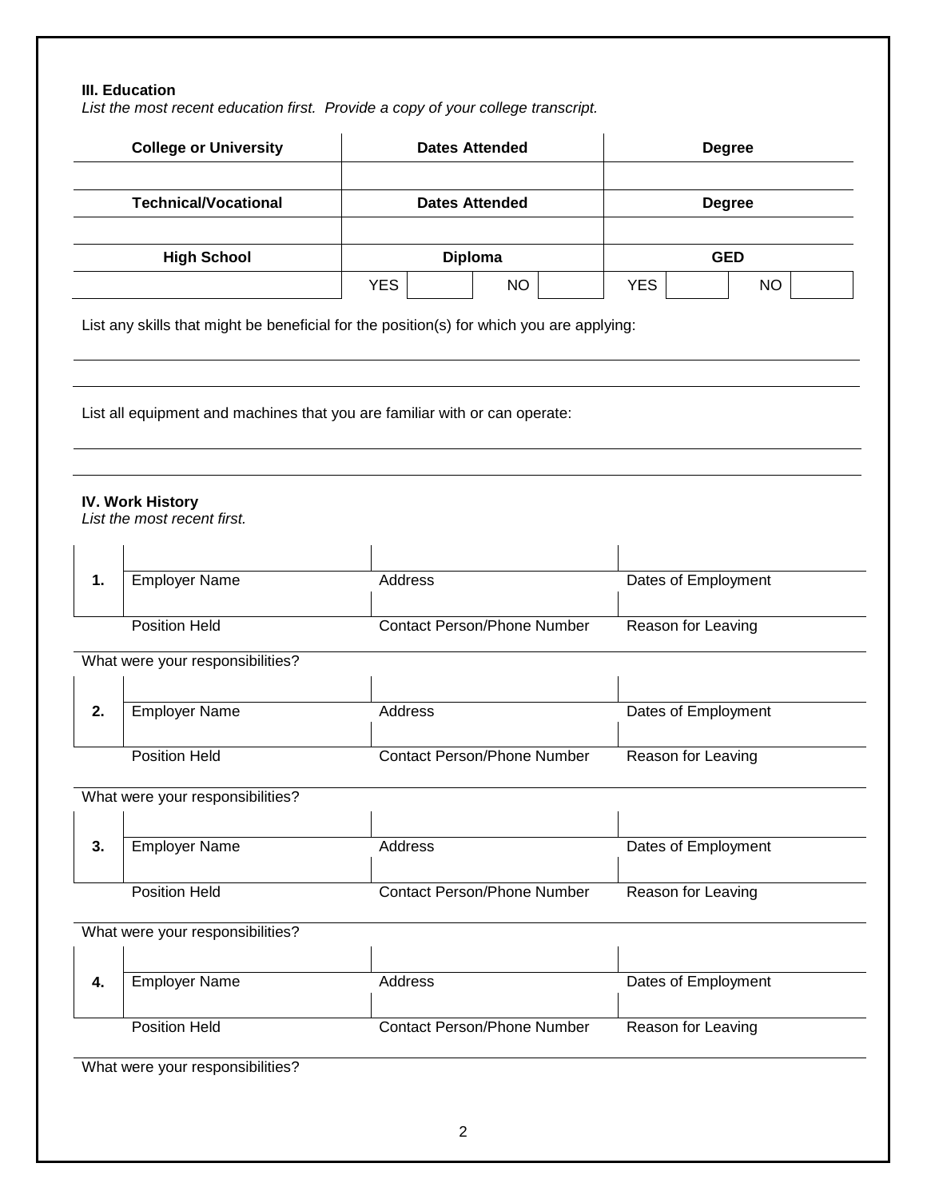### III. Education

*List the most recent education first. Provide a copy of your college transcript.*

| College or University | Dates Attended | | | Degree | | | |
|---|---|---|---|---|---|---|---|
| | | | | | | | |
| **Technical/Vocational** | **Dates Attended** | | | **Degree** | | | |
| | | | | | | | |
| **High School** | **Diploma** | | | **GED** | | | |
| | YES | | NO | | YES | | NO |

List any skills that might be beneficial for the position(s) for which you are applying:

\_\_\_\_\_\_\_\_\_\_\_\_\_\_\_\_\_\_\_\_\_\_\_\_\_\_\_\_\_\_\_\_\_\_\_\_\_\_\_\_\_\_\_\_\_\_\_\_\_\_\_\_\_\_\_\_\_\_

\_\_\_\_\_\_\_\_\_\_\_\_\_\_\_\_\_\_\_\_\_\_\_\_\_\_\_\_\_\_\_\_\_\_\_\_\_\_\_\_\_\_\_\_\_\_\_\_\_\_\_\_\_\_\_\_\_\_

List all equipment and machines that you are familiar with or can operate:

\_\_\_\_\_\_\_\_\_\_\_\_\_\_\_\_\_\_\_\_\_\_\_\_\_\_\_\_\_\_\_\_\_\_\_\_\_\_\_\_\_\_\_\_\_\_\_\_\_\_\_\_\_\_\_\_\_\_

\_\_\_\_\_\_\_\_\_\_\_\_\_\_\_\_\_\_\_\_\_\_\_\_\_\_\_\_\_\_\_\_\_\_\_\_\_\_\_\_\_\_\_\_\_\_\_\_\_\_\_\_\_\_\_\_\_\_

### IV. Work History

*List the most recent first.*

| | | | |
|---|---|---|---|
| **1.** | Employer Name | Address | Dates of Employment |
| | Position Held | Contact Person/Phone Number | Reason for Leaving |

What were your responsibilities?

| | | | |
|---|---|---|---|
| **2.** | Employer Name | Address | Dates of Employment |
| | Position Held | Contact Person/Phone Number | Reason for Leaving |

What were your responsibilities?

| | | | |
|---|---|---|---|
| **3.** | Employer Name | Address | Dates of Employment |
| | Position Held | Contact Person/Phone Number | Reason for Leaving |

What were your responsibilities?

| | | | |
|---|---|---|---|
| **4.** | Employer Name | Address | Dates of Employment |
| | Position Held | Contact Person/Phone Number | Reason for Leaving |

What were your responsibilities?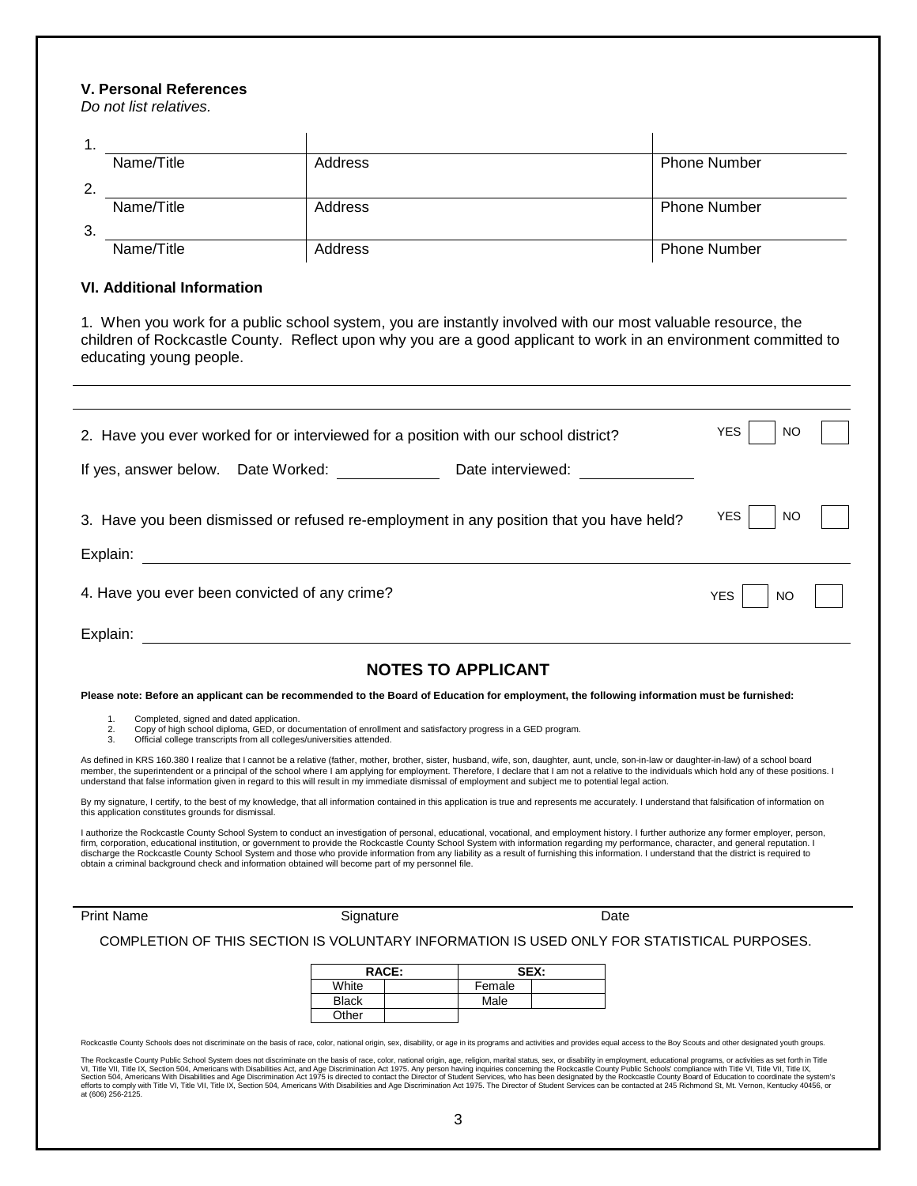### V. Personal References

*Do not list relatives.*

| | | | |
|---|---|---|---|
| 1. | Name/Title | Address | Phone Number |
| 2. | Name/Title | Address | Phone Number |
| 3. | Name/Title | Address | Phone Number |

### VI. Additional Information

1. When you work for a public school system, you are instantly involved with our most valuable resource, the children of Rockcastle County. Reflect upon why you are a good applicant to work in an environment committed to educating young people.

2. Have you ever worked for or interviewed for a position with our school district? YES ☐ NO ☐

If yes, answer below. Date Worked: ____________ Date interviewed: ____________

3. Have you been dismissed or refused re-employment in any position that you have held? YES ☐ NO ☐

Explain: ____________________

4. Have you ever been convicted of any crime? YES ☐ NO ☐

Explain: ____________________

## NOTES TO APPLICANT

**Please note: Before an applicant can be recommended to the Board of Education for employment, the following information must be furnished:**

1. Completed, signed and dated application.
2. Copy of high school diploma, GED, or documentation of enrollment and satisfactory progress in a GED program.
3. Official college transcripts from all colleges/universities attended.

As defined in KRS 160.380 I realize that I cannot be a relative (father, mother, brother, sister, husband, wife, son, daughter, aunt, uncle, son-in-law or daughter-in-law) of a school board member, the superintendent or a principal of the school where I am applying for employment. Therefore, I declare that I am not a relative to the individuals which hold any of these positions. I understand that false information given in regard to this will result in my immediate dismissal of employment and subject me to potential legal action.

By my signature, I certify, to the best of my knowledge, that all information contained in this application is true and represents me accurately. I understand that falsification of information on this application constitutes grounds for dismissal.

I authorize the Rockcastle County School System to conduct an investigation of personal, educational, vocational, and employment history. I further authorize any former employer, person, firm, corporation, educational institution, or government to provide the Rockcastle County School System with information regarding my performance, character, and general reputation. I discharge the Rockcastle County School System and those who provide information from any liability as a result of furnishing this information. I understand that the district is required to obtain a criminal background check and information obtained will become part of my personnel file.

Print Name ____________ Signature ____________ Date ____________

COMPLETION OF THIS SECTION IS VOLUNTARY INFORMATION IS USED ONLY FOR STATISTICAL PURPOSES.

| RACE: | | SEX: | |
|---|---|---|---|
| White | | Female | |
| Black | | Male | |
| Other | | | |

Rockcastle County Schools does not discriminate on the basis of race, color, national origin, sex, disability, or age in its programs and activities and provides equal access to the Boy Scouts and other designated youth groups.

The Rockcastle County Public School System does not discriminate on the basis of race, color, national origin, age, religion, marital status, sex, or disability in employment, educational programs, or activities as set forth in Title VI, Title VII, Title IX, Section 504, Americans with Disabilities Act, and Age Discrimination Act 1975. Any person having inquiries concerning the Rockcastle County Public Schools' compliance with Title VI, Title VII, Title IX, Section 504, Americans With Disabilities and Age Discrimination Act 1975 is directed to contact the Director of Student Services, who has been designated by the Rockcastle County Board of Education to coordinate the system's efforts to comply with Title VI, Title VII, Title IX, Section 504, Americans With Disabilities and Age Discrimination Act 1975. The Director of Student Services can be contacted at 245 Richmond St, Mt. Vernon, Kentucky 40456, or at (606) 256-2125.